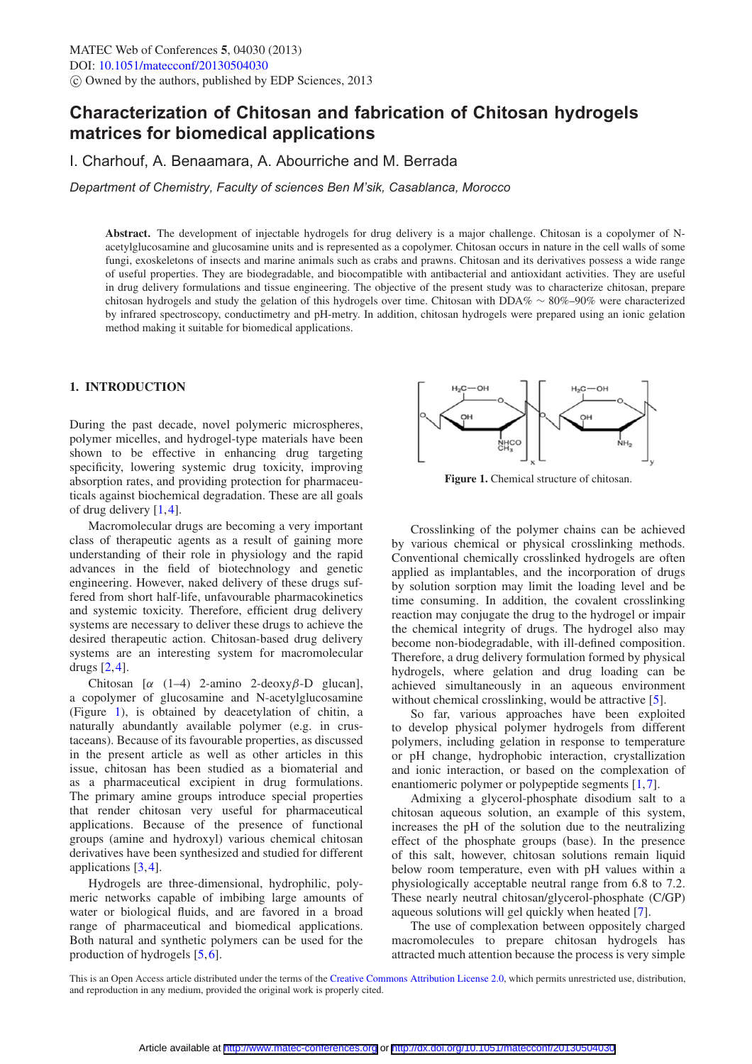# Characterization of Chitosan and fabrication of Chitosan hydrogels matrices for biomedical applications

I. Charhouf, A. Benaamara, A. Abourriche and M. Berrada

*Department of Chemistry, Faculty of sciences Ben M'sik, Casablanca, Morocco*

**Abstract.** The development of injectable hydrogels for drug delivery is a major challenge. Chitosan is a copolymer of N-acetylglucosamine and glucosamine units and is represented as a copolymer. Chitosan occurs in nature in the cell walls of some fungi, exoskeletons of insects and marine animals such as crabs and prawns. Chitosan and its derivatives possess a wide range of useful properties. They are biodegradable, and biocompatible with antibacterial and antioxidant activities. They are useful in drug delivery formulations and tissue engineering. The objective of the present study was to characterize chitosan, prepare chitosan hydrogels and study the gelation of this hydrogels over time. Chitosan with DDA% ∼ 80%–90% were characterized by infrared spectroscopy, conductimetry and pH-metry. In addition, chitosan hydrogels were prepared using an ionic gelation method making it suitable for biomedical applications.

## 1. INTRODUCTION

During the past decade, novel polymeric microspheres, polymer micelles, and hydrogel-type materials have been shown to be effective in enhancing drug targeting specificity, lowering systemic drug toxicity, improving absorption rates, and providing protection for pharmaceuticals against biochemical degradation. These are all goals of drug delivery [1,4].

Macromolecular drugs are becoming a very important class of therapeutic agents as a result of gaining more understanding of their role in physiology and the rapid advances in the field of biotechnology and genetic engineering. However, naked delivery of these drugs suffered from short half-life, unfavourable pharmacokinetics and systemic toxicity. Therefore, efficient drug delivery systems are necessary to deliver these drugs to achieve the desired therapeutic action. Chitosan-based drug delivery systems are an interesting system for macromolecular drugs [2,4].

Chitosan [$\alpha$ (1–4) 2-amino 2-deoxy$\beta$-D glucan], a copolymer of glucosamine and N-acetylglucosamine (Figure 1), is obtained by deacetylation of chitin, a naturally abundantly available polymer (e.g. in crustaceans). Because of its favourable properties, as discussed in the present article as well as other articles in this issue, chitosan has been studied as a biomaterial and as a pharmaceutical excipient in drug formulations. The primary amine groups introduce special properties that render chitosan very useful for pharmaceutical applications. Because of the presence of functional groups (amine and hydroxyl) various chemical chitosan derivatives have been synthesized and studied for different applications [3,4].

Hydrogels are three-dimensional, hydrophilic, polymeric networks capable of imbibing large amounts of water or biological fluids, and are favored in a broad range of pharmaceutical and biomedical applications. Both natural and synthetic polymers can be used for the production of hydrogels [5,6].

**Figure 1.** Chemical structure of chitosan.

Crosslinking of the polymer chains can be achieved by various chemical or physical crosslinking methods. Conventional chemically crosslinked hydrogels are often applied as implantables, and the incorporation of drugs by solution sorption may limit the loading level and be time consuming. In addition, the covalent crosslinking reaction may conjugate the drug to the hydrogel or impair the chemical integrity of drugs. The hydrogel also may become non-biodegradable, with ill-defined composition. Therefore, a drug delivery formulation formed by physical hydrogels, where gelation and drug loading can be achieved simultaneously in an aqueous environment without chemical crosslinking, would be attractive [5].

So far, various approaches have been exploited to develop physical polymer hydrogels from different polymers, including gelation in response to temperature or pH change, hydrophobic interaction, crystallization and ionic interaction, or based on the complexation of enantiomeric polymer or polypeptide segments [1,7].

Admixing a glycerol-phosphate disodium salt to a chitosan aqueous solution, an example of this system, increases the pH of the solution due to the neutralizing effect of the phosphate groups (base). In the presence of this salt, however, chitosan solutions remain liquid below room temperature, even with pH values within a physiologically acceptable neutral range from 6.8 to 7.2. These nearly neutral chitosan/glycerol-phosphate (C/GP) aqueous solutions will gel quickly when heated [7].

The use of complexation between oppositely charged macromolecules to prepare chitosan hydrogels has attracted much attention because the process is very simple

This is an Open Access article distributed under the terms of the Creative Commons Attribution License 2.0, which permits unrestricted use, distribution, and reproduction in any medium, provided the original work is properly cited.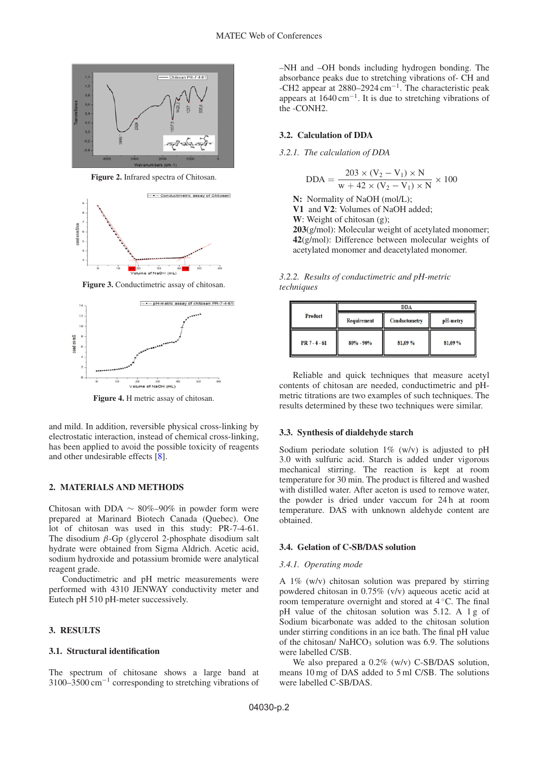Figure 2. Infrared spectra of Chitosan.

Figure 3. Conductimetric assay of chitosan.

Figure 4. H metric assay of chitosan.

and mild. In addition, reversible physical cross-linking by electrostatic interaction, instead of chemical cross-linking, has been applied to avoid the possible toxicity of reagents and other undesirable effects [8].

## 2. MATERIALS AND METHODS

Chitosan with DDA ~ 80%–90% in powder form were prepared at Marinard Biotech Canada (Quebec). One lot of chitosan was used in this study: PR-7-4-61. The disodium $\beta$-Gp (glycerol 2-phosphate disodium salt hydrate were obtained from Sigma Aldrich. Acetic acid, sodium hydroxide and potassium bromide were analytical reagent grade.

Conductimetric and pH metric measurements were performed with 4310 JENWAY conductivity meter and Eutech pH 510 pH-meter successively.

## 3. RESULTS

### 3.1. Structural identification

The spectrum of chitosane shows a large band at 3100–3500 $cm^{-1}$ corresponding to stretching vibrations of –NH and –OH bonds including hydrogen bonding. The absorbance peaks due to stretching vibrations of- CH and -CH2 appear at 2880–2924 $cm^{-1}$. The characteristic peak appears at 1640 $cm^{-1}$. It is due to stretching vibrations of the -CONH2.

### 3.2. Calculation of DDA

*3.2.1. The calculation of DDA*

$$DDA = \frac{203 \times (V_2 - V_1) \times N}{w + 42 \times (V_2 - V_1) \times N} \times 100$$

**N:** Normality of NaOH (mol/L);
**V1** and **V2**: Volumes of NaOH added;
**W**: Weight of chitosan (g);
**203**(g/mol): Molecular weight of acetylated monomer;
**42**(g/mol): Difference between molecular weights of acetylated monomer and deacetylated monomer.

*3.2.2. Results of conductimetric and pH-metric techniques*

| Product | DDA | | |
|---|---|---|---|
| | Requirement | Conductometry | pH-metry |
| PR 7 - 4 - 61 | 80% - 90% | 81,09 % | 81,09 % |

Reliable and quick techniques that measure acetyl contents of chitosan are needed, conductimetric and pH-metric titrations are two examples of such techniques. The results determined by these two techniques were similar.

### 3.3. Synthesis of dialdehyde starch

Sodium periodate solution 1% (w/v) is adjusted to pH 3.0 with sulfuric acid. Starch is added under vigorous mechanical stirring. The reaction is kept at room temperature for 30 min. The product is filtered and washed with distilled water. After aceton is used to remove water, the powder is dried under vaccum for 24 h at room temperature. DAS with unknown aldehyde content are obtained.

### 3.4. Gelation of C-SB/DAS solution

*3.4.1. Operating mode*

A 1% (w/v) chitosan solution was prepared by stirring powdered chitosan in 0.75% (v/v) aqueous acetic acid at room temperature overnight and stored at 4 °C. The final pH value of the chitosan solution was 5.12. A 1 g of Sodium bicarbonate was added to the chitosan solution under stirring conditions in an ice bath. The final pH value of the chitosan/ $NaHCO_3$ solution was 6.9. The solutions were labelled C/SB.

We also prepared a 0.2% (w/v) C-SB/DAS solution, means 10 mg of DAS added to 5 ml C/SB. The solutions were labelled C-SB/DAS.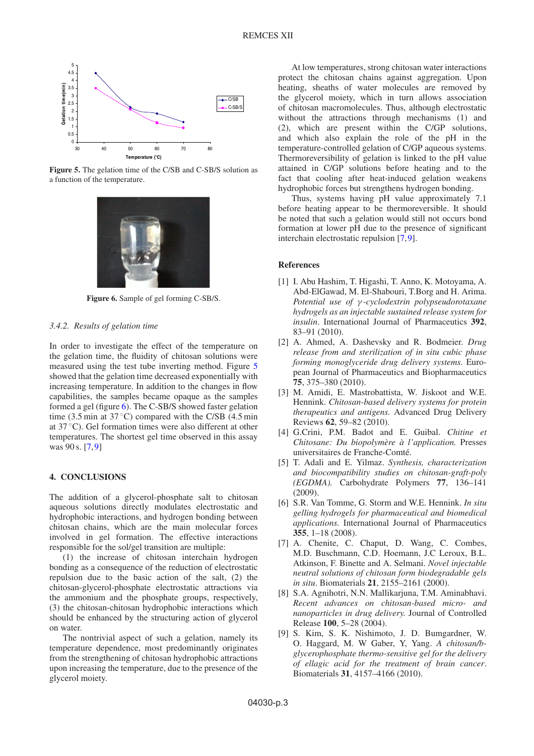Gelation time(min)

5
4.5
4
3.5
3
2.5
2
1.5
1
0.5
0

30 40 50 60 70 80

Temperature (°C)

C/SB
C-SB/S

**Figure 5.** The gelation time of the C/SB and C-SB/S solution as a function of the temperature.

**Figure 6.** Sample of gel forming C-SB/S.

### *3.4.2. Results of gelation time*

In order to investigate the effect of the temperature on the gelation time, the fluidity of chitosan solutions were measured using the test tube inverting method. Figure 5 showed that the gelation time decreased exponentially with increasing temperature. In addition to the changes in flow capabilities, the samples became opaque as the samples formed a gel (figure 6). The C-SB/S showed faster gelation time (3.5 min at 37 °C) compared with the C/SB (4.5 min at 37 °C). Gel formation times were also different at other temperatures. The shortest gel time observed in this assay was 90 s. [7,9]

## 4. CONCLUSIONS

The addition of a glycerol-phosphate salt to chitosan aqueous solutions directly modulates electrostatic and hydrophobic interactions, and hydrogen bonding between chitosan chains, which are the main molecular forces involved in gel formation. The effective interactions responsible for the sol/gel transition are multiple:

(1) the increase of chitosan interchain hydrogen bonding as a consequence of the reduction of electrostatic repulsion due to the basic action of the salt, (2) the chitosan-glycerol-phosphate electrostatic attractions via the ammonium and the phosphate groups, respectively, (3) the chitosan-chitosan hydrophobic interactions which should be enhanced by the structuring action of glycerol on water.

The nontrivial aspect of such a gelation, namely its temperature dependence, most predominantly originates from the strengthening of chitosan hydrophobic attractions upon increasing the temperature, due to the presence of the glycerol moiety.

At low temperatures, strong chitosan water interactions protect the chitosan chains against aggregation. Upon heating, sheaths of water molecules are removed by the glycerol moiety, which in turn allows association of chitosan macromolecules. Thus, although electrostatic without the attractions through mechanisms (1) and (2), which are present within the C/GP solutions, and which also explain the role of the pH in the temperature-controlled gelation of C/GP aqueous systems. Thermoreversibility of gelation is linked to the pH value attained in C/GP solutions before heating and to the fact that cooling after heat-induced gelation weakens hydrophobic forces but strengthens hydrogen bonding.

Thus, systems having pH value approximately 7.1 before heating appear to be thermoreversible. It should be noted that such a gelation would still not occurs bond formation at lower pH due to the presence of significant interchain electrostatic repulsion [7,9].

## References

[1] I. Abu Hashim, T. Higashi, T. Anno, K. Motoyama, A. Abd-ElGawad, M. El-Shabouri, T.Borg and H. Arima. *Potential use of γ-cyclodextrin polypseudorotaxane hydrogels as an injectable sustained release system for insulin.* International Journal of Pharmaceutics **392**, 83–91 (2010).

[2] A. Ahmed, A. Dashevsky and R. Bodmeier. *Drug release from and sterilization of in situ cubic phase forming monoglyceride drug delivery systems.* European Journal of Pharmaceutics and Biopharmaceutics **75**, 375–380 (2010).

[3] M. Amidi, E. Mastrobattista, W. Jiskoot and W.E. Hennink. *Chitosan-based delivery systems for protein therapeutics and antigens.* Advanced Drug Delivery Reviews **62**, 59–82 (2010).

[4] G.Crini, P.M. Badot and E. Guibal. *Chitine et Chitosane: Du biopolymère à l'application.* Presses universitaires de Franche-Comté.

[5] T. Adali and E. Yilmaz. *Synthesis, characterization and biocompatibility studies on chitosan-graft-poly (EGDMA).* Carbohydrate Polymers **77**, 136–141 (2009).

[6] S.R. Van Tomme, G. Storm and W.E. Hennink. *In situ gelling hydrogels for pharmaceutical and biomedical applications.* International Journal of Pharmaceutics **355**, 1–18 (2008).

[7] A. Chenite, C. Chaput, D. Wang, C. Combes, M.D. Buschmann, C.D. Hoemann, J.C Leroux, B.L. Atkinson, F. Binette and A. Selmani. *Novel injectable neutral solutions of chitosan form biodegradable gels in situ.* Biomaterials **21**, 2155–2161 (2000).

[8] S.A. Agnihotri, N.N. Mallikarjuna, T.M. Aminabhavi. *Recent advances on chitosan-based micro- and nanoparticles in drug delivery.* Journal of Controlled Release **100**, 5–28 (2004).

[9] S. Kim, S. K. Nishimoto, J. D. Bumgardner, W. O. Haggard, M. W Gaber, Y, Yang. *A chitosan/b-glycerophosphate thermo-sensitive gel for the delivery of ellagic acid for the treatment of brain cancer.* Biomaterials **31**, 4157–4166 (2010).